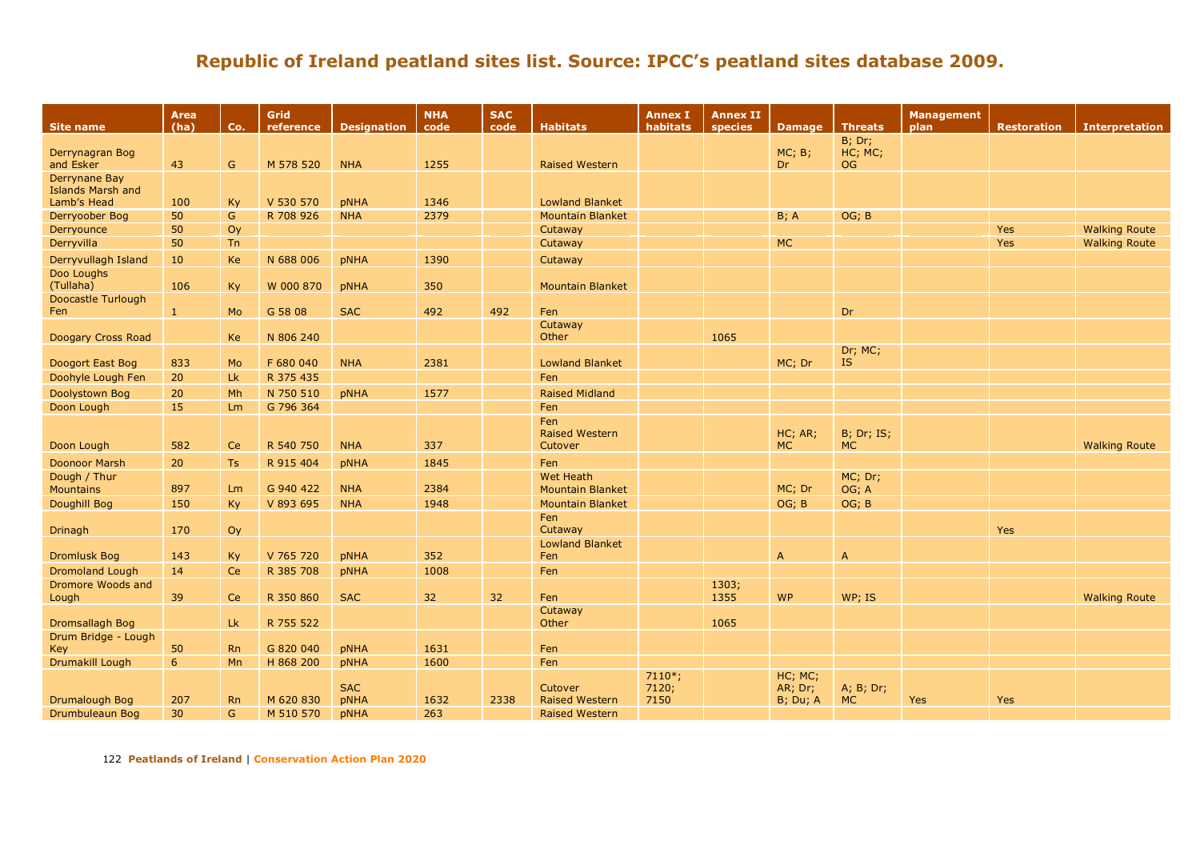## Republic of Ireland peatland sites list. Source: IPCC's peatland sites database 2009.

| Site name | Area (ha) | Co. | Grid reference | Designation | NHA code | SAC code | Habitats | Annex I habitats | Annex II species | Damage | Threats | Management plan | Restoration | Interpretation |
|---|---|---|---|---|---|---|---|---|---|---|---|---|---|---|
| Derrynagran Bog and Esker | 43 | G | M 578 520 | NHA | 1255 | | Raised Western | | | MC; B; Dr | B; Dr; HC; MC; OG | | | |
| Derrynane Bay Islands Marsh and Lamb's Head | 100 | Ky | V 530 570 | pNHA | 1346 | | Lowland Blanket | | | | | | | |
| Derryoober Bog | 50 | G | R 708 926 | NHA | 2379 | | Mountain Blanket | | | B; A | OG; B | | | |
| Derryounce | 50 | Oy | | | | | Cutaway | | | | | | Yes | Walking Route |
| Derryvilla | 50 | Tn | | | | | Cutaway | | | MC | | | Yes | Walking Route |
| Derryvullagh Island | 10 | Ke | N 688 006 | pNHA | 1390 | | Cutaway | | | | | | | |
| Doo Loughs (Tullaha) | 106 | Ky | W 000 870 | pNHA | 350 | | Mountain Blanket | | | | | | | |
| Doocastle Turlough Fen | 1 | Mo | G 58 08 | SAC | 492 | 492 | Fen | | | | Dr | | | |
| Doogary Cross Road | | Ke | N 806 240 | | | | Cutaway<br>Other | | 1065 | | | | | |
| Doogort East Bog | 833 | Mo | F 680 040 | NHA | 2381 | | Lowland Blanket | | | MC; Dr | Dr; MC; IS | | | |
| Doohyle Lough Fen | 20 | Lk | R 375 435 | | | | Fen | | | | | | | |
| Doolystown Bog | 20 | Mh | N 750 510 | pNHA | 1577 | | Raised Midland | | | | | | | |
| Doon Lough | 15 | Lm | G 796 364 | | | | Fen | | | | | | | |
| Doon Lough | 582 | Ce | R 540 750 | NHA | 337 | | Fen<br>Raised Western<br>Cutover | | | HC; AR; MC | B; Dr; IS; MC | | | Walking Route |
| Doonoor Marsh | 20 | Ts | R 915 404 | pNHA | 1845 | | Fen | | | | | | | |
| Dough / Thur Mountains | 897 | Lm | G 940 422 | NHA | 2384 | | Wet Heath<br>Mountain Blanket | | | MC; Dr | MC; Dr; OG; A | | | |
| Doughill Bog | 150 | Ky | V 893 695 | NHA | 1948 | | Mountain Blanket | | | OG; B | OG; B | | | |
| Drinagh | 170 | Oy | | | | | Fen<br>Cutaway | | | | | | Yes | |
| Dromlusk Bog | 143 | Ky | V 765 720 | pNHA | 352 | | Lowland Blanket<br>Fen | | | A | A | | | |
| Dromoland Lough | 14 | Ce | R 385 708 | pNHA | 1008 | | Fen | | | | | | | |
| Dromore Woods and Lough | 39 | Ce | R 350 860 | SAC | 32 | 32 | Fen | | 1303; 1355 | WP | WP; IS | | | Walking Route |
| Dromsallagh Bog | | Lk | R 755 522 | | | | Cutaway<br>Other | | 1065 | | | | | |
| Drum Bridge - Lough Key | 50 | Rn | G 820 040 | pNHA | 1631 | | Fen | | | | | | | |
| Drumakill Lough | 6 | Mn | H 868 200 | pNHA | 1600 | | Fen | | | | | | | |
| Drumalough Bog | 207 | Rn | M 620 830 | SAC<br>pNHA | 1632 | 2338 | Cutover<br>Raised Western | 7110*; 7120; 7150 | | HC; MC; AR; Dr; B; Du; A | A; B; Dr; MC | Yes | Yes | |
| Drumbuleaun Bog | 30 | G | M 510 570 | pNHA | 263 | | Raised Western | | | | | | | |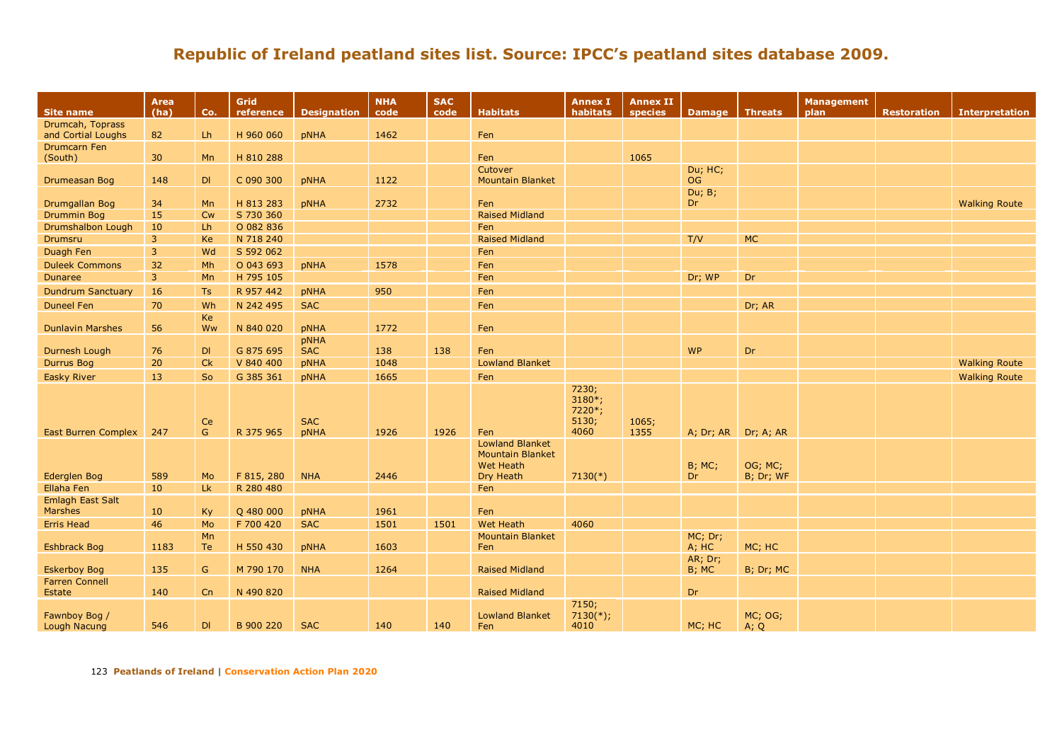## Republic of Ireland peatland sites list. Source: IPCC's peatland sites database 2009.

| Site name | Area (ha) | Co. | Grid reference | Designation | NHA code | SAC code | Habitats | Annex I habitats | Annex II species | Damage | Threats | Management plan | Restoration | Interpretation |
|---|---|---|---|---|---|---|---|---|---|---|---|---|---|---|
| Drumcah, Toprass and Cortial Loughs | 82 | Lh | H 960 060 | pNHA | 1462 | | Fen | | | | | | | |
| Drumcarn Fen (South) | 30 | Mn | H 810 288 | | | | Fen | | 1065 | | | | | |
| Drumeasan Bog | 148 | Dl | C 090 300 | pNHA | 1122 | | Cutover Mountain Blanket | | | Du; HC; OG | | | | |
| Drumgallan Bog | 34 | Mn | H 813 283 | pNHA | 2732 | | Fen | | | Du; B; Dr | | | | Walking Route |
| Drummin Bog | 15 | Cw | S 730 360 | | | | Raised Midland | | | | | | | |
| Drumshalbon Lough | 10 | Lh | O 082 836 | | | | Fen | | | | | | | |
| Drumsru | 3 | Ke | N 718 240 | | | | Raised Midland | | | T/V | MC | | | |
| Duagh Fen | 3 | Wd | S 592 062 | | | | Fen | | | | | | | |
| Duleek Commons | 32 | Mh | O 043 693 | pNHA | 1578 | | Fen | | | | | | | |
| Dunaree | 3 | Mn | H 795 105 | | | | Fen | | | Dr; WP | Dr | | | |
| Dundrum Sanctuary | 16 | Ts | R 957 442 | pNHA | 950 | | Fen | | | | | | | |
| Duneel Fen | 70 | Wh | N 242 495 | SAC | | | Fen | | | | Dr; AR | | | |
| Dunlavin Marshes | 56 | Ke Ww | N 840 020 | pNHA | 1772 | | Fen | | | | | | | |
| Durnesh Lough | 76 | Dl | G 875 695 | pNHA SAC | 138 | 138 | Fen | | | WP | Dr | | | |
| Durrus Bog | 20 | Ck | V 840 400 | pNHA | 1048 | | Lowland Blanket | | | | | | | Walking Route |
| Easky River | 13 | So | G 385 361 | pNHA | 1665 | | Fen | | | | | | | Walking Route |
| East Burren Complex | 247 | Ce G | R 375 965 | SAC pNHA | 1926 | 1926 | Fen | 7230; 3180*; 7220*; 5130; 4060 | 1065; 1355 | A; Dr; AR | Dr; A; AR | | | |
| Ederglen Bog | 589 | Mo | F 815, 280 | NHA | 2446 | | Lowland Blanket Mountain Blanket Wet Heath Dry Heath | 7130(*) | | B; MC; Dr | OG; MC; B; Dr; WF | | | |
| Ellaha Fen | 10 | Lk | R 280 480 | | | | Fen | | | | | | | |
| Emlagh East Salt Marshes | 10 | Ky | Q 480 000 | pNHA | 1961 | | Fen | | | | | | | |
| Erris Head | 46 | Mo | F 700 420 | SAC | 1501 | 1501 | Wet Heath | 4060 | | | | | | |
| Eshbrack Bog | 1183 | Mn Te | H 550 430 | pNHA | 1603 | | Mountain Blanket Fen | | | MC; Dr; A; HC | MC; HC | | | |
| Eskerboy Bog | 135 | G | M 790 170 | NHA | 1264 | | Raised Midland | | | AR; Dr; B; MC | B; Dr; MC | | | |
| Farren Connell Estate | 140 | Cn | N 490 820 | | | | Raised Midland | | | Dr | | | | |
| Fawnboy Bog / Lough Nacung | 546 | Dl | B 900 220 | SAC | 140 | 140 | Lowland Blanket Fen | 7150; 7130(*); 4010 | | MC; HC | MC; OG; A; Q | | | |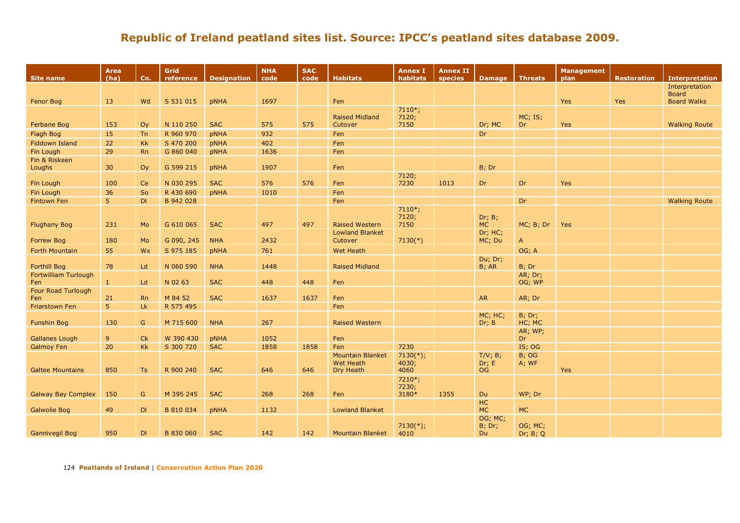# Republic of Ireland peatland sites list. Source: IPCC's peatland sites database 2009.

| Site name | Area (ha) | Co. | Grid reference | Designation | NHA code | SAC code | Habitats | Annex I habitats | Annex II species | Damage | Threats | Management plan | Restoration | Interpretation |
|---|---|---|---|---|---|---|---|---|---|---|---|---|---|---|
| Fenor Bog | 13 | Wd | S 531 015 | pNHA | 1697 | | Fen | | | | | Yes | Yes | Interpretation Board Board Walks |
| Ferbane Bog | 153 | Oy | N 110 250 | SAC | 575 | 575 | Raised Midland Cutover | 7110*; 7120; 7150 | | Dr; MC | MC; IS; Dr | Yes | | Walking Route |
| Fiagh Bog | 15 | Tn | R 960 970 | pNHA | 932 | | Fen | | | Dr | | | | |
| Fiddown Island | 22 | Kk | S 470 200 | pNHA | 402 | | Fen | | | | | | | |
| Fin Lough | 29 | Rn | G 860 040 | pNHA | 1636 | | Fen | | | | | | | |
| Fin & Riskeen Loughs | 30 | Oy | G 599 215 | pNHA | 1907 | | Fen | | | B; Dr | | | | |
| Fin Lough | 100 | Ce | N 030 295 | SAC | 576 | 576 | Fen | 7120; 7230 | 1013 | Dr | Dr | Yes | | |
| Fin Lough | 36 | So | R 430 690 | pNHA | 1010 | | Fen | | | | | | | |
| Fintown Fen | 5 | Dl | B 942 028 | | | | Fen | | | | Dr | | | Walking Route |
| Flughany Bog | 231 | Mo | G 610 065 | SAC | 497 | 497 | Raised Western | 7110*; 7120; 7150 | | Dr; B; MC | MC; B; Dr | Yes | | |
| Forrew Bog | 180 | Mo | G 090, 245 | NHA | 2432 | | Lowland Blanket Cutover | 7130(*) | | Dr; HC; MC; Du | A | | | |
| Forth Mountain | 55 | Wx | S 975 185 | pNHA | 761 | | Wet Heath | | | | OG; A | | | |
| Forthill Bog | 78 | Ld | N 060 590 | NHA | 1448 | | Raised Midland | | | Du; Dr; B; AR | B; Dr | | | |
| Fortwilliam Turlough Fen | 1 | Ld | N 02 63 | SAC | 448 | 448 | Fen | | | | AR; Dr; OG; WP | | | |
| Four Road Turlough Fen | 21 | Rn | M 84 52 | SAC | 1637 | 1637 | Fen | | | AR | AR; Dr | | | |
| Friarstown Fen | 5 | Lk | R 575 495 | | | | Fen | | | | | | | |
| Funshin Bog | 130 | G | M 715 600 | NHA | 267 | | Raised Western | | | MC; HC; Dr; B | B; Dr; HC; MC | | | |
| Gallanes Lough | 9 | Ck | W 390 430 | pNHA | 1052 | | Fen | | | | AR; WP; Dr | | | |
| Galmoy Fen | 20 | Kk | S 300 720 | SAC | 1858 | 1858 | Fen | 7230 | | | IS; OG | | | |
| Galtee Mountains | 850 | Ts | R 900 240 | SAC | 646 | 646 | Mountain Blanket Wet Heath Dry Heath | 7130(*); 4030; 4060 | | T/V; B; Dr; E OG | B; OG A; WF | Yes | | |
| Galway Bay Complex | 150 | G | M 395 245 | SAC | 268 | 268 | Fen | 7210*; 7230; 3180* | 1355 | Du | WP; Dr | | | |
| Galwolie Bog | 49 | Dl | B 810 034 | pNHA | 1132 | | Lowland Blanket | | | HC MC | MC | | | |
| Gannivegil Bog | 950 | Dl | B 830 060 | SAC | 142 | 142 | Mountain Blanket | 7130(*); 4010 | | OG; MC; B; Dr; Du | OG; MC; Dr; B; Q | | | |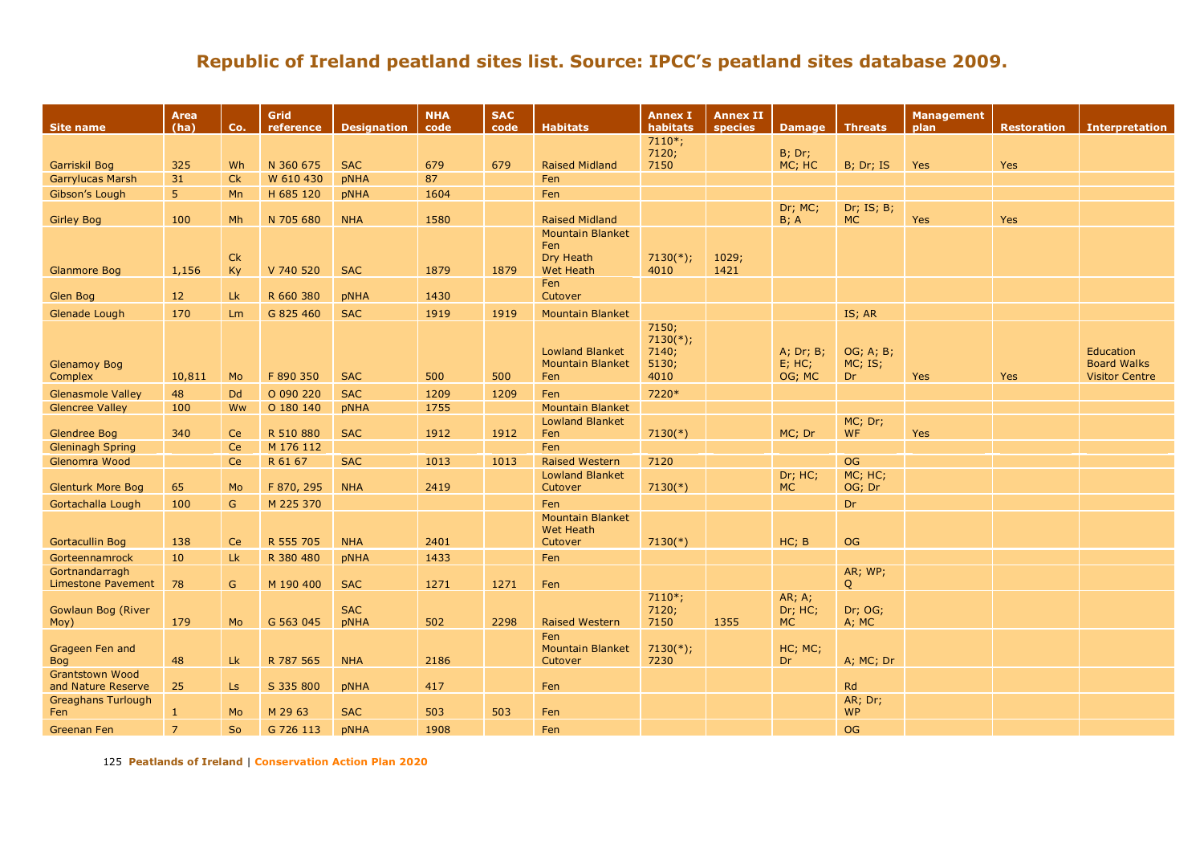# Republic of Ireland peatland sites list. Source: IPCC's peatland sites database 2009.

| Site name | Area (ha) | Co. | Grid reference | Designation | NHA code | SAC code | Habitats | Annex I habitats | Annex II species | Damage | Threats | Management plan | Restoration | Interpretation |
|---|---|---|---|---|---|---|---|---|---|---|---|---|---|---|
| Garriskil Bog | 325 | Wh | N 360 675 | SAC | 679 | 679 | Raised Midland | 7110*; 7120; 7150 | | B; Dr; MC; HC | B; Dr; IS | Yes | Yes | |
| Garrylucas Marsh | 31 | Ck | W 610 430 | pNHA | 87 | | Fen | | | | | | | |
| Gibson's Lough | 5 | Mn | H 685 120 | pNHA | 1604 | | Fen | | | | | | | |
| Girley Bog | 100 | Mh | N 705 680 | NHA | 1580 | | Raised Midland | | | Dr; MC; B; A | Dr; IS; B; MC | Yes | Yes | |
| Glanmore Bog | 1,156 | Ck Ky | V 740 520 | SAC | 1879 | 1879 | Mountain Blanket Fen Dry Heath Wet Heath | 7130(*); 4010 | 1029; 1421 | | | | | |
| Glen Bog | 12 | Lk | R 660 380 | pNHA | 1430 | | Fen Cutover | | | | | | | |
| Glenade Lough | 170 | Lm | G 825 460 | SAC | 1919 | 1919 | Mountain Blanket | | | | IS; AR | | | |
| Glenamoy Bog Complex | 10,811 | Mo | F 890 350 | SAC | 500 | 500 | Lowland Blanket Mountain Blanket Fen | 7150; 7130(*); 7140; 5130; 4010 | | A; Dr; B; E; HC; OG; MC | OG; A; B; MC; IS; Dr | Yes | Yes | Education Board Walks Visitor Centre |
| Glenasmole Valley | 48 | Dd | O 090 220 | SAC | 1209 | 1209 | Fen | 7220* | | | | | | |
| Glencree Valley | 100 | Ww | O 180 140 | pNHA | 1755 | | Mountain Blanket | | | | | | | |
| Glendree Bog | 340 | Ce | R 510 880 | SAC | 1912 | 1912 | Lowland Blanket Fen | 7130(*) | | MC; Dr | MC; Dr; WF | Yes | | |
| Gleninagh Spring | | Ce | M 176 112 | | | | Fen | | | | | | | |
| Glenomra Wood | | Ce | R 61 67 | SAC | 1013 | 1013 | Raised Western | 7120 | | | OG | | | |
| Glenturk More Bog | 65 | Mo | F 870, 295 | NHA | 2419 | | Lowland Blanket Cutover | 7130(*) | | Dr; HC; MC | MC; HC; OG; Dr | | | |
| Gortachalla Lough | 100 | G | M 225 370 | | | | Fen | | | | Dr | | | |
| Gortacullin Bog | 138 | Ce | R 555 705 | NHA | 2401 | | Mountain Blanket Wet Heath Cutover | 7130(*) | | HC; B | OG | | | |
| Gorteennamrock | 10 | Lk | R 380 480 | pNHA | 1433 | | Fen | | | | | | | |
| Gortnandarragh Limestone Pavement | 78 | G | M 190 400 | SAC | 1271 | 1271 | Fen | | | | AR; WP; Q | | | |
| Gowlaun Bog (River Moy) | 179 | Mo | G 563 045 | SAC pNHA | 502 | 2298 | Raised Western | 7110*; 7120; 7150 | 1355 | AR; A; Dr; HC; MC | Dr; OG; A; MC | | | |
| Grageen Fen and Bog | 48 | Lk | R 787 565 | NHA | 2186 | | Fen Mountain Blanket Cutover | 7130(*); 7230 | | HC; MC; Dr | A; MC; Dr | | | |
| Grantstown Wood and Nature Reserve | 25 | Ls | S 335 800 | pNHA | 417 | | Fen | | | | Rd | | | |
| Greaghans Turlough Fen | 1 | Mo | M 29 63 | SAC | 503 | 503 | Fen | | | | AR; Dr; WP | | | |
| Greenan Fen | 7 | So | G 726 113 | pNHA | 1908 | | Fen | | | | OG | | | |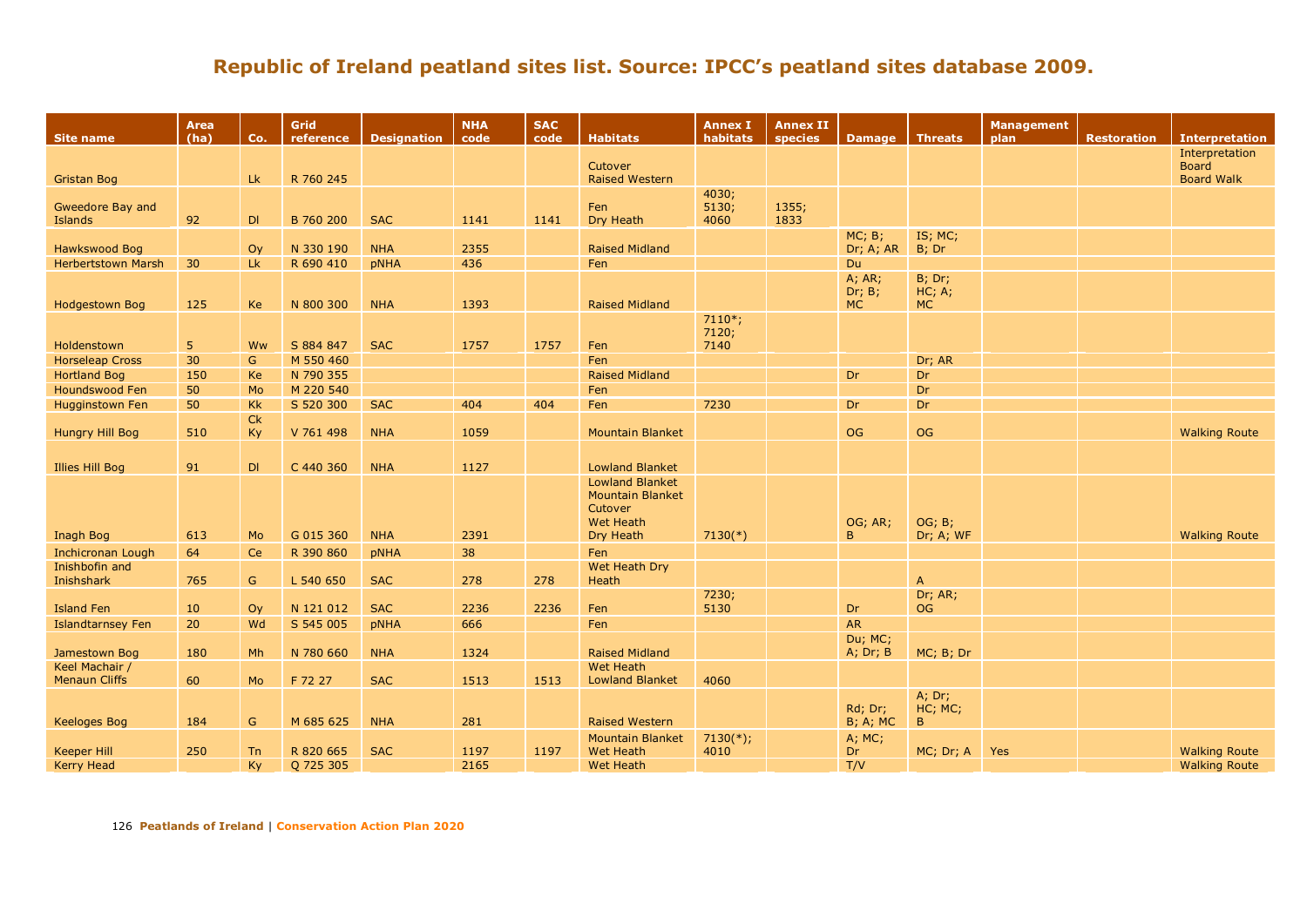## Republic of Ireland peatland sites list. Source: IPCC's peatland sites database 2009.

| Site name | Area (ha) | Co. | Grid reference | Designation | NHA code | SAC code | Habitats | Annex I habitats | Annex II species | Damage | Threats | Management plan | Restoration | Interpretation |
|---|---|---|---|---|---|---|---|---|---|---|---|---|---|---|
| Gristan Bog | | Lk | R 760 245 | | | | Cutover Raised Western | | | | | | | Interpretation Board Board Walk |
| Gweedore Bay and Islands | 92 | Dl | B 760 200 | SAC | 1141 | 1141 | Fen Dry Heath | 4030; 5130; 4060 | 1355; 1833 | | | | | |
| Hawkswood Bog | | Oy | N 330 190 | NHA | 2355 | | Raised Midland | | | MC; B; Dr; A; AR | IS; MC; B; Dr | | | |
| Herbertstown Marsh | 30 | Lk | R 690 410 | pNHA | 436 | | Fen | | | Du | | | | |
| Hodgestown Bog | 125 | Ke | N 800 300 | NHA | 1393 | | Raised Midland | | | A; AR; Dr; B; MC | B; Dr; HC; A; MC | | | |
| Holdenstown | 5 | Ww | S 884 847 | SAC | 1757 | 1757 | Fen | 7110*; 7120; 7140 | | | | | | |
| Horseleap Cross | 30 | G | M 550 460 | | | | Fen | | | | Dr; AR | | | |
| Hortland Bog | 150 | Ke | N 790 355 | | | | Raised Midland | | | Dr | Dr | | | |
| Houndswood Fen | 50 | Mo | M 220 540 | | | | Fen | | | | Dr | | | |
| Hugginstown Fen | 50 | Kk | S 520 300 | SAC | 404 | 404 | Fen | 7230 | | Dr | Dr | | | |
| Hungry Hill Bog | 510 | Ck Ky | V 761 498 | NHA | 1059 | | Mountain Blanket | | | OG | OG | | | Walking Route |
| Illies Hill Bog | 91 | Dl | C 440 360 | NHA | 1127 | | Lowland Blanket | | | | | | | |
| Inagh Bog | 613 | Mo | G 015 360 | NHA | 2391 | | Lowland Blanket Mountain Blanket Cutover Wet Heath Dry Heath | 7130(*) | | OG; AR; B | OG; B; Dr; A; WF | | | Walking Route |
| Inchicronan Lough | 64 | Ce | R 390 860 | pNHA | 38 | | Fen | | | | | | | |
| Inishbofin and Inishshark | 765 | G | L 540 650 | SAC | 278 | 278 | Wet Heath Dry Heath | | | | A | | | |
| Island Fen | 10 | Oy | N 121 012 | SAC | 2236 | 2236 | Fen | 7230; 5130 | | Dr | Dr; AR; OG | | | |
| Islandtarnsey Fen | 20 | Wd | S 545 005 | pNHA | 666 | | Fen | | | AR | | | | |
| Jamestown Bog | 180 | Mh | N 780 660 | NHA | 1324 | | Raised Midland | | | Du; MC; A; Dr; B | MC; B; Dr | | | |
| Keel Machair / Menaun Cliffs | 60 | Mo | F 72 27 | SAC | 1513 | 1513 | Wet Heath Lowland Blanket | 4060 | | | | | | |
| Keeloges Bog | 184 | G | M 685 625 | NHA | 281 | | Raised Western | | | Rd; Dr; B; A; MC | A; Dr; HC; MC; B | | | |
| Keeper Hill | 250 | Tn | R 820 665 | SAC | 1197 | 1197 | Mountain Blanket Wet Heath | 7130(*); 4010 | | A; MC; Dr | MC; Dr; A | Yes | | Walking Route |
| Kerry Head | | Ky | Q 725 305 | | 2165 | | Wet Heath | | | T/V | | | | Walking Route |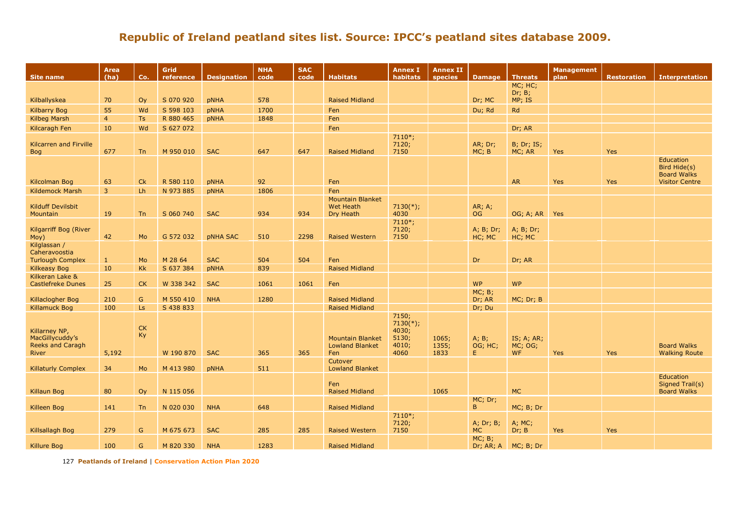## Republic of Ireland peatland sites list. Source: IPCC's peatland sites database 2009.

| Site name | Area (ha) | Co. | Grid reference | Designation | NHA code | SAC code | Habitats | Annex I habitats | Annex II species | Damage | Threats | Management plan | Restoration | Interpretation |
|---|---|---|---|---|---|---|---|---|---|---|---|---|---|---|
| Kilballyskea | 70 | Oy | S 070 920 | pNHA | 578 | | Raised Midland | | | Dr; MC | MC; HC; Dr; B; MP; IS | | | |
| Kilbarry Bog | 55 | Wd | S 598 103 | pNHA | 1700 | | Fen | | | Du; Rd | Rd | | | |
| Kilbeg Marsh | 4 | Ts | R 880 465 | pNHA | 1848 | | Fen | | | | | | | |
| Kilcaragh Fen | 10 | Wd | S 627 072 | | | | Fen | | | | Dr; AR | | | |
| Kilcarren and Firville Bog | 677 | Tn | M 950 010 | SAC | 647 | 647 | Raised Midland | 7110*; 7120; 7150 | | AR; Dr; MC; B | B; Dr; IS; MC; AR | Yes | Yes | |
| Kilcolman Bog | 63 | Ck | R 580 110 | pNHA | 92 | | Fen | | | | AR | Yes | Yes | Education Bird Hide(s) Board Walks Visitor Centre |
| Kildemock Marsh | 3 | Lh | N 973 885 | pNHA | 1806 | | Fen | | | | | | | |
| Kilduff Devilsbit Mountain | 19 | Tn | S 060 740 | SAC | 934 | 934 | Mountain Blanket Wet Heath Dry Heath | 7130(*); 4030 | | AR; A; OG | OG; A; AR | Yes | | |
| Kilgarriff Bog (River Moy) | 42 | Mo | G 572 032 | pNHA SAC | 510 | 2298 | Raised Western | 7110*; 7120; 7150 | | A; B; Dr; HC; MC | A; B; Dr; HC; MC | | | |
| Kilglassan / Caheravoostia Turlough Complex | 1 | Mo | M 28 64 | SAC | 504 | 504 | Fen | | | Dr | Dr; AR | | | |
| Kilkeasy Bog | 10 | Kk | S 637 384 | pNHA | 839 | | Raised Midland | | | | | | | |
| Kilkeran Lake & Castlefreke Dunes | 25 | CK | W 338 342 | SAC | 1061 | 1061 | Fen | | | WP | WP | | | |
| Killaclogher Bog | 210 | G | M 550 410 | NHA | 1280 | | Raised Midland | | | MC; B; Dr; AR | MC; Dr; B | | | |
| Killamuck Bog | 100 | Ls | S 438 833 | | | | Raised Midland | | | Dr; Du | | | | |
| Killarney NP, MacGillycuddy's Reeks and Caragh River | 5,192 | CK Ky | W 190 870 | SAC | 365 | 365 | Mountain Blanket Lowland Blanket Fen | 7150; 7130(*); 4030; 5130; 4010; 4060 | 1065; 1355; 1833 | A; B; OG; HC; E | IS; A; AR; MC; OG; WF | Yes | Yes | Board Walks Walking Route |
| Killaturly Complex | 34 | Mo | M 413 980 | pNHA | 511 | | Cutover Lowland Blanket | | | | | | | |
| Killaun Bog | 80 | Oy | N 115 056 | | | | Fen Raised Midland | | 1065 | | MC | | | Education Signed Trail(s) Board Walks |
| Killeen Bog | 141 | Tn | N 020 030 | NHA | 648 | | Raised Midland | | | MC; Dr; B | MC; B; Dr | | | |
| Killsallagh Bog | 279 | G | M 675 673 | SAC | 285 | 285 | Raised Western | 7110*; 7120; 7150 | | A; Dr; B; MC | A; MC; Dr; B | Yes | Yes | |
| Killure Bog | 100 | G | M 820 330 | NHA | 1283 | | Raised Midland | | | MC; B; Dr; AR; A | MC; B; Dr | | | |

127 **Peatlands of Ireland** | **Conservation Action Plan 2020**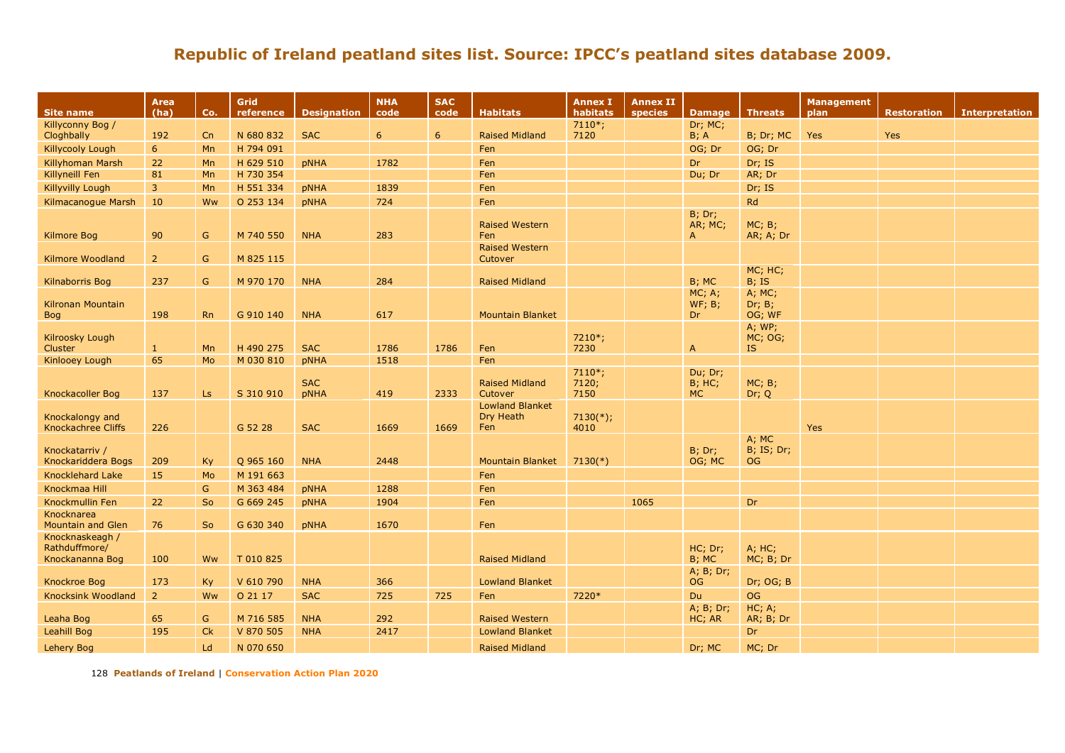# Republic of Ireland peatland sites list. Source: IPCC's peatland sites database 2009.

| Site name | Area (ha) | Co. | Grid reference | Designation | NHA code | SAC code | Habitats | Annex I habitats | Annex II species | Damage | Threats | Management plan | Restoration | Interpretation |
|---|---|---|---|---|---|---|---|---|---|---|---|---|---|---|
| Killyconny Bog / Cloghbally | 192 | Cn | N 680 832 | SAC | 6 | 6 | Raised Midland | 7110*; 7120 | | Dr; MC; B; A | B; Dr; MC | Yes | Yes | |
| Killycooly Lough | 6 | Mn | H 794 091 | | | | Fen | | | OG; Dr | OG; Dr | | | |
| Killyhoman Marsh | 22 | Mn | H 629 510 | pNHA | 1782 | | Fen | | | Dr | Dr; IS | | | |
| Killyneill Fen | 81 | Mn | H 730 354 | | | | Fen | | | Du; Dr | AR; Dr | | | |
| Killyvilly Lough | 3 | Mn | H 551 334 | pNHA | 1839 | | Fen | | | | Dr; IS | | | |
| Kilmacanogue Marsh | 10 | Ww | O 253 134 | pNHA | 724 | | Fen | | | | Rd | | | |
| Kilmore Bog | 90 | G | M 740 550 | NHA | 283 | | Raised Western Fen | | | B; Dr; AR; MC; A | MC; B; AR; A; Dr | | | |
| Kilmore Woodland | 2 | G | M 825 115 | | | | Raised Western Cutover | | | | | | | |
| Kilnaborris Bog | 237 | G | M 970 170 | NHA | 284 | | Raised Midland | | | B; MC | MC; HC; B; IS | | | |
| Kilronan Mountain Bog | 198 | Rn | G 910 140 | NHA | 617 | | Mountain Blanket | | | MC; A; WF; B; Dr | A; MC; Dr; B; OG; WF | | | |
| Kilroosky Lough Cluster | 1 | Mn | H 490 275 | SAC | 1786 | 1786 | Fen | 7210*; 7230 | | A | A; WP; MC; OG; IS | | | |
| Kinlooey Lough | 65 | Mo | M 030 810 | pNHA | 1518 | | Fen | | | | | | | |
| Knockacoller Bog | 137 | Ls | S 310 910 | SAC pNHA | 419 | 2333 | Raised Midland Cutover | 7110*; 7120; 7150 | | Du; Dr; B; HC; MC | MC; B; Dr; Q | | | |
| Knockalongy and Knockachree Cliffs | 226 | | G 52 28 | SAC | 1669 | 1669 | Lowland Blanket Dry Heath Fen | 7130(*); 4010 | | | | Yes | | |
| Knockatarriv / Knockariddera Bogs | 209 | Ky | Q 965 160 | NHA | 2448 | | Mountain Blanket | 7130(*) | | B; Dr; OG; MC | A; MC B; IS; Dr; OG | | | |
| Knocklehard Lake | 15 | Mo | M 191 663 | | | | Fen | | | | | | | |
| Knockmaa Hill | | G | M 363 484 | pNHA | 1288 | | Fen | | | | | | | |
| Knockmullin Fen | 22 | So | G 669 245 | pNHA | 1904 | | Fen | | 1065 | | Dr | | | |
| Knocknarea Mountain and Glen | 76 | So | G 630 340 | pNHA | 1670 | | Fen | | | | | | | |
| Knocknaskeagh / Rathduffmore/ Knockananna Bog | 100 | Ww | T 010 825 | | | | Raised Midland | | | HC; Dr; B; MC | A; HC; MC; B; Dr | | | |
| Knockroe Bog | 173 | Ky | V 610 790 | NHA | 366 | | Lowland Blanket | | | A; B; Dr; OG | Dr; OG; B | | | |
| Knocksink Woodland | 2 | Ww | O 21 17 | SAC | 725 | 725 | Fen | 7220* | | Du | OG | | | |
| Leaha Bog | 65 | G | M 716 585 | NHA | 292 | | Raised Western | | | A; B; Dr; HC; AR | HC; A; AR; B; Dr | | | |
| Leahill Bog | 195 | Ck | V 870 505 | NHA | 2417 | | Lowland Blanket | | | | Dr | | | |
| Lehery Bog | | Ld | N 070 650 | | | | Raised Midland | | | Dr; MC | MC; Dr | | | |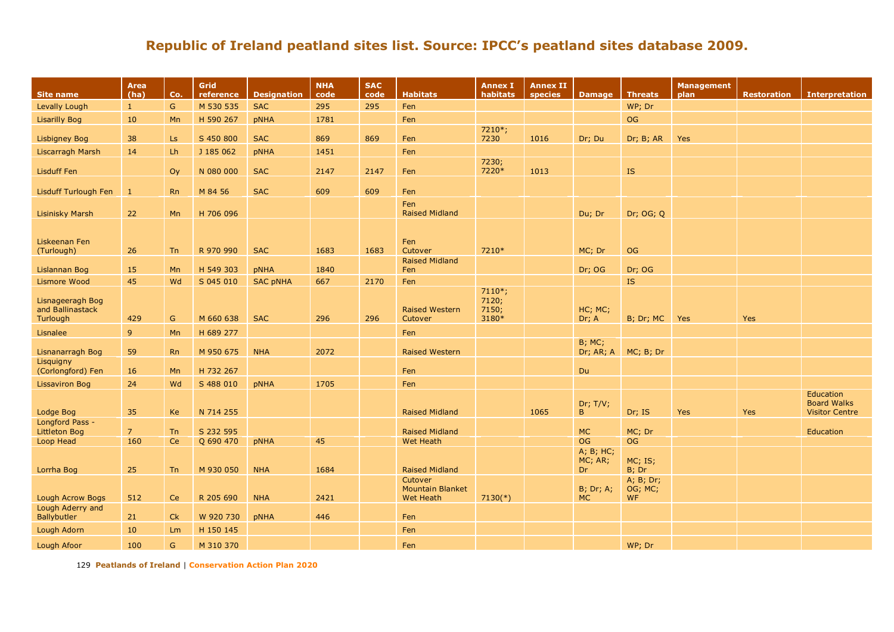## Republic of Ireland peatland sites list. Source: IPCC's peatland sites database 2009.

| Site name | Area (ha) | Co. | Grid reference | Designation | NHA code | SAC code | Habitats | Annex I habitats | Annex II species | Damage | Threats | Management plan | Restoration | Interpretation |
|---|---|---|---|---|---|---|---|---|---|---|---|---|---|---|
| Levally Lough | 1 | G | M 530 535 | SAC | 295 | 295 | Fen | | | | WP; Dr | | | |
| Lisarilly Bog | 10 | Mn | H 590 267 | pNHA | 1781 | | Fen | | | | OG | | | |
| Lisbigney Bog | 38 | Ls | S 450 800 | SAC | 869 | 869 | Fen | 7210*; 7230 | 1016 | Dr; Du | Dr; B; AR | Yes | | |
| Liscarragh Marsh | 14 | Lh | J 185 062 | pNHA | 1451 | | Fen | | | | | | | |
| Lisduff Fen | | Oy | N 080 000 | SAC | 2147 | 2147 | Fen | 7230; 7220* | 1013 | | IS | | | |
| Lisduff Turlough Fen | 1 | Rn | M 84 56 | SAC | 609 | 609 | Fen | | | | | | | |
| Lisinisky Marsh | 22 | Mn | H 706 096 | | | | Fen Raised Midland | | | Du; Dr | Dr; OG; Q | | | |
| Liskeenan Fen (Turlough) | 26 | Tn | R 970 990 | SAC | 1683 | 1683 | Fen Cutover | 7210* | | MC; Dr | OG | | | |
| Lislannan Bog | 15 | Mn | H 549 303 | pNHA | 1840 | | Raised Midland Fen | | | Dr; OG | Dr; OG | | | |
| Lismore Wood | 45 | Wd | S 045 010 | SAC pNHA | 667 | 2170 | Fen | | | | IS | | | |
| Lisnageeragh Bog and Ballinastack Turlough | 429 | G | M 660 638 | SAC | 296 | 296 | Raised Western Cutover | 7110*; 7120; 7150; 3180* | | HC; MC; Dr; A | B; Dr; MC | Yes | Yes | |
| Lisnalee | 9 | Mn | H 689 277 | | | | Fen | | | | | | | |
| Lisnanarragh Bog | 59 | Rn | M 950 675 | NHA | 2072 | | Raised Western | | | B; MC; Dr; AR; A | MC; B; Dr | | | |
| Lisquigny (Corlongford) Fen | 16 | Mn | H 732 267 | | | | Fen | | | Du | | | | |
| Lissaviron Bog | 24 | Wd | S 488 010 | pNHA | 1705 | | Fen | | | | | | | |
| Lodge Bog | 35 | Ke | N 714 255 | | | | Raised Midland | | 1065 | Dr; T/V; B | Dr; IS | Yes | Yes | Education Board Walks Visitor Centre |
| Longford Pass - Littleton Bog | 7 | Tn | S 232 595 | | | | Raised Midland | | | MC | MC; Dr | | | Education |
| Loop Head | 160 | Ce | Q 690 470 | pNHA | 45 | | Wet Heath | | | OG | OG | | | |
| Lorrha Bog | 25 | Tn | M 930 050 | NHA | 1684 | | Raised Midland | | | A; B; HC; MC; AR; Dr | MC; IS; B; Dr | | | |
| Lough Acrow Bogs | 512 | Ce | R 205 690 | NHA | 2421 | | Cutover Mountain Blanket Wet Heath | 7130(*) | | B; Dr; A; MC | A; B; Dr; OG; MC; WF | | | |
| Lough Aderry and Ballybutler | 21 | Ck | W 920 730 | pNHA | 446 | | Fen | | | | | | | |
| Lough Adorn | 10 | Lm | H 150 145 | | | | Fen | | | | | | | |
| Lough Afoor | 100 | G | M 310 370 | | | | Fen | | | | WP; Dr | | | |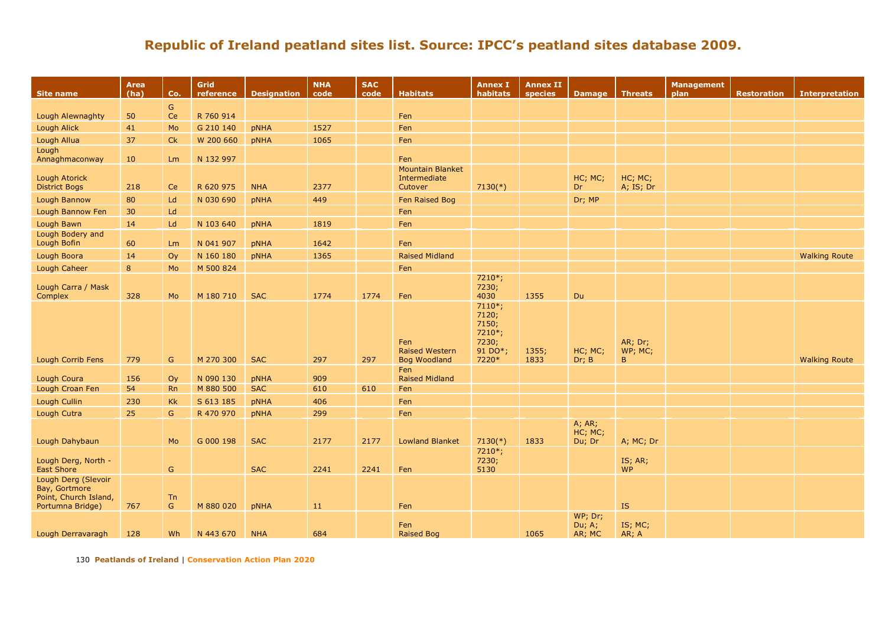# Republic of Ireland peatland sites list. Source: IPCC's peatland sites database 2009.

| Site name | Area (ha) | Co. | Grid reference | Designation | NHA code | SAC code | Habitats | Annex I habitats | Annex II species | Damage | Threats | Management plan | Restoration | Interpretation |
|---|---|---|---|---|---|---|---|---|---|---|---|---|---|---|
| Lough Alewnaghty | 50 | G Ce | R 760 914 | | | | Fen | | | | | | | |
| Lough Alick | 41 | Mo | G 210 140 | pNHA | 1527 | | Fen | | | | | | | |
| Lough Allua | 37 | Ck | W 200 660 | pNHA | 1065 | | Fen | | | | | | | |
| Lough Annaghmaconway | 10 | Lm | N 132 997 | | | | Fen | | | | | | | |
| Lough Atorick District Bogs | 218 | Ce | R 620 975 | NHA | 2377 | | Mountain Blanket Intermediate Cutover | 7130(*) | | HC; MC; Dr | HC; MC; A; IS; Dr | | | |
| Lough Bannow | 80 | Ld | N 030 690 | pNHA | 449 | | Fen Raised Bog | | | Dr; MP | | | | |
| Lough Bannow Fen | 30 | Ld | | | | | Fen | | | | | | | |
| Lough Bawn | 14 | Ld | N 103 640 | pNHA | 1819 | | Fen | | | | | | | |
| Lough Bodery and Lough Bofin | 60 | Lm | N 041 907 | pNHA | 1642 | | Fen | | | | | | | |
| Lough Boora | 14 | Oy | N 160 180 | pNHA | 1365 | | Raised Midland | | | | | | | Walking Route |
| Lough Caheer | 8 | Mo | M 500 824 | | | | Fen | | | | | | | |
| Lough Carra / Mask Complex | 328 | Mo | M 180 710 | SAC | 1774 | 1774 | Fen | 7210*; 7230; 4030 | 1355 | Du | | | | |
| Lough Corrib Fens | 779 | G | M 270 300 | SAC | 297 | 297 | Fen Raised Western Bog Woodland | 7110*; 7120; 7150; 7210*; 7230; 91 DO*; 7220* | 1355; 1833 | HC; MC; Dr; B | AR; Dr; WP; MC; B | | | Walking Route |
| Lough Coura | 156 | Oy | N 090 130 | pNHA | 909 | | Fen Raised Midland | | | | | | | |
| Lough Croan Fen | 54 | Rn | M 880 500 | SAC | 610 | 610 | Fen | | | | | | | |
| Lough Cullin | 230 | Kk | S 613 185 | pNHA | 406 | | Fen | | | | | | | |
| Lough Cutra | 25 | G | R 470 970 | pNHA | 299 | | Fen | | | | | | | |
| Lough Dahybaun | | Mo | G 000 198 | SAC | 2177 | 2177 | Lowland Blanket | 7130(*) | 1833 | A; AR; HC; MC; Du; Dr | A; MC; Dr | | | |
| Lough Derg, North - East Shore | | G | | SAC | 2241 | 2241 | Fen | 7210*; 7230; 5130 | | | IS; AR; WP | | | |
| Lough Derg (Slevoir Bay, Gortmore Point, Church Island, Portumna Bridge) | 767 | Tn G | M 880 020 | pNHA | 11 | | Fen | | | | IS | | | |
| Lough Derravaragh | 128 | Wh | N 443 670 | NHA | 684 | | Fen Raised Bog | | 1065 | WP; Dr; Du; A; AR; MC | IS; MC; AR; A | | | |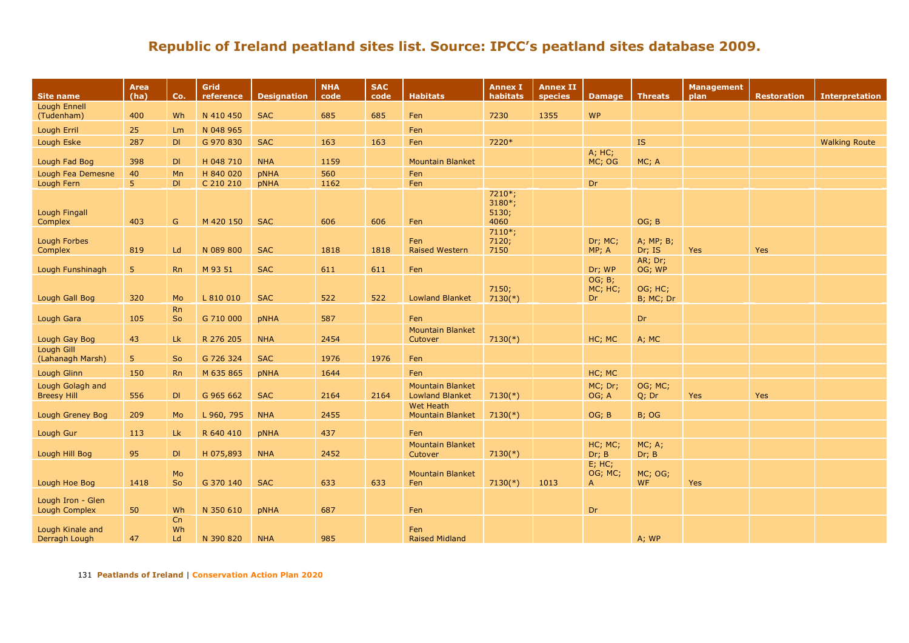## Republic of Ireland peatland sites list. Source: IPCC's peatland sites database 2009.

| Site name | Area (ha) | Co. | Grid reference | Designation | NHA code | SAC code | Habitats | Annex I habitats | Annex II species | Damage | Threats | Management plan | Restoration | Interpretation |
|---|---|---|---|---|---|---|---|---|---|---|---|---|---|---|
| Lough Ennell (Tudenham) | 400 | Wh | N 410 450 | SAC | 685 | 685 | Fen | 7230 | 1355 | WP | | | | |
| Lough Erril | 25 | Lm | N 048 965 | | | | Fen | | | | | | | |
| Lough Eske | 287 | Dl | G 970 830 | SAC | 163 | 163 | Fen | 7220* | | | IS | | | Walking Route |
| Lough Fad Bog | 398 | Dl | H 048 710 | NHA | 1159 | | Mountain Blanket | | | A; HC; MC; OG | MC; A | | | |
| Lough Fea Demesne | 40 | Mn | H 840 020 | pNHA | 560 | | Fen | | | | | | | |
| Lough Fern | 5 | Dl | C 210 210 | pNHA | 1162 | | Fen | | | Dr | | | | |
| Lough Fingall Complex | 403 | G | M 420 150 | SAC | 606 | 606 | Fen | 7210*; 3180*; 5130; 4060 | | | OG; B | | | |
| Lough Forbes Complex | 819 | Ld | N 089 800 | SAC | 1818 | 1818 | Fen Raised Western | 7110*; 7120; 7150 | | Dr; MC; MP; A | A; MP; B; Dr; IS | Yes | Yes | |
| Lough Funshinagh | 5 | Rn | M 93 51 | SAC | 611 | 611 | Fen | | | Dr; WP | AR; Dr; OG; WP | | | |
| Lough Gall Bog | 320 | Mo | L 810 010 | SAC | 522 | 522 | Lowland Blanket | 7150; 7130(*) | | OG; B; MC; HC; Dr | OG; HC; B; MC; Dr | | | |
| Lough Gara | 105 | Rn So | G 710 000 | pNHA | 587 | | Fen | | | | Dr | | | |
| Lough Gay Bog | 43 | Lk | R 276 205 | NHA | 2454 | | Mountain Blanket Cutover | 7130(*) | | HC; MC | A; MC | | | |
| Lough Gill (Lahanagh Marsh) | 5 | So | G 726 324 | SAC | 1976 | 1976 | Fen | | | | | | | |
| Lough Glinn | 150 | Rn | M 635 865 | pNHA | 1644 | | Fen | | | HC; MC | | | | |
| Lough Golagh and Breesy Hill | 556 | Dl | G 965 662 | SAC | 2164 | 2164 | Mountain Blanket Lowland Blanket | 7130(*) | | MC; Dr; OG; A | OG; MC; Q; Dr | Yes | Yes | |
| Lough Greney Bog | 209 | Mo | L 960, 795 | NHA | 2455 | | Wet Heath Mountain Blanket | 7130(*) | | OG; B | B; OG | | | |
| Lough Gur | 113 | Lk | R 640 410 | pNHA | 437 | | Fen | | | | | | | |
| Lough Hill Bog | 95 | Dl | H 075,893 | NHA | 2452 | | Mountain Blanket Cutover | 7130(*) | | HC; MC; Dr; B | MC; A; Dr; B | | | |
| Lough Hoe Bog | 1418 | Mo So | G 370 140 | SAC | 633 | 633 | Mountain Blanket Fen | 7130(*) | 1013 | E; HC; OG; MC; A | MC; OG; WF | Yes | | |
| Lough Iron - Glen Lough Complex | 50 | Wh | N 350 610 | pNHA | 687 | | Fen | | | Dr | | | | |
| Lough Kinale and Derragh Lough | 47 | Cn Wh Ld | N 390 820 | NHA | 985 | | Fen Raised Midland | | | | A; WP | | | |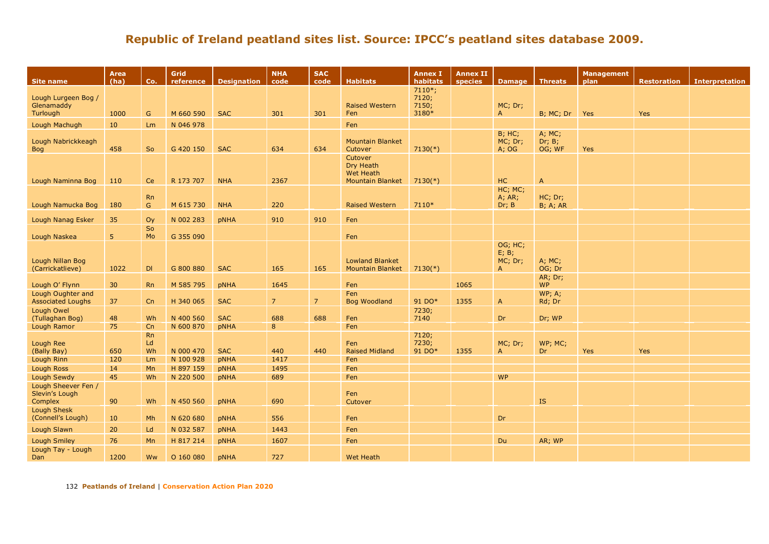## Republic of Ireland peatland sites list. Source: IPCC's peatland sites database 2009.

| Site name | Area (ha) | Co. | Grid reference | Designation | NHA code | SAC code | Habitats | Annex I habitats | Annex II species | Damage | Threats | Management plan | Restoration | Interpretation |
|---|---|---|---|---|---|---|---|---|---|---|---|---|---|---|
| Lough Lurgeen Bog / Glenamaddy Turlough | 1000 | G | M 660 590 | SAC | 301 | 301 | Raised Western Fen | 7110*; 7120; 7150; 3180* | | MC; Dr; A | B; MC; Dr | Yes | Yes | |
| Lough Machugh | 10 | Lm | N 046 978 | | | | Fen | | | | | | | |
| Lough Nabrickkeagh Bog | 458 | So | G 420 150 | SAC | 634 | 634 | Mountain Blanket Cutover | 7130(*) | | B; HC; MC; Dr; A; OG | A; MC; Dr; B; OG; WF | Yes | | |
| Lough Naminna Bog | 110 | Ce | R 173 707 | NHA | 2367 | | Cutover Dry Heath Wet Heath Mountain Blanket | 7130(*) | | HC | A | | | |
| Lough Namucka Bog | 180 | Rn G | M 615 730 | NHA | 220 | | Raised Western | 7110* | | HC; MC; A; AR; Dr; B | HC; Dr; B; A; AR | | | |
| Lough Nanag Esker | 35 | Oy | N 002 283 | pNHA | 910 | 910 | Fen | | | | | | | |
| Lough Naskea | 5 | So Mo | G 355 090 | | | | Fen | | | | | | | |
| Lough Nillan Bog (Carrickatlieve) | 1022 | Dl | G 800 880 | SAC | 165 | 165 | Lowland Blanket Mountain Blanket | 7130(*) | | OG; HC; E; B; MC; Dr; A | A; MC; OG; Dr | | | |
| Lough O' Flynn | 30 | Rn | M 585 795 | pNHA | 1645 | | Fen | | 1065 | | AR; Dr; WP | | | |
| Lough Oughter and Associated Loughs | 37 | Cn | H 340 065 | SAC | 7 | 7 | Fen Bog Woodland | 91 DO* | 1355 | A | WP; A; Rd; Dr | | | |
| Lough Owel (Tullaghan Bog) | 48 | Wh | N 400 560 | SAC | 688 | 688 | Fen | 7230; 7140 | | Dr | Dr; WP | | | |
| Lough Ramor | 75 | Cn | N 600 870 | pNHA | 8 | | Fen | | | | | | | |
| Lough Ree (Bally Bay) | 650 | Rn Ld Wh | N 000 470 | SAC | 440 | 440 | Fen Raised Midland | 7120; 7230; 91 DO* | 1355 | MC; Dr; A | WP; MC; Dr | Yes | Yes | |
| Lough Rinn | 120 | Lm | N 100 928 | pNHA | 1417 | | Fen | | | | | | | |
| Lough Ross | 14 | Mn | H 897 159 | pNHA | 1495 | | Fen | | | | | | | |
| Lough Sewdy | 45 | Wh | N 220 500 | pNHA | 689 | | Fen | | | WP | | | | |
| Lough Sheever Fen / Slevin's Lough Complex | 90 | Wh | N 450 560 | pNHA | 690 | | Fen Cutover | | | | IS | | | |
| Lough Shesk (Connell's Lough) | 10 | Mh | N 620 680 | pNHA | 556 | | Fen | | | Dr | | | | |
| Lough Slawn | 20 | Ld | N 032 587 | pNHA | 1443 | | Fen | | | | | | | |
| Lough Smiley | 76 | Mn | H 817 214 | pNHA | 1607 | | Fen | | | Du | AR; WP | | | |
| Lough Tay - Lough Dan | 1200 | Ww | O 160 080 | pNHA | 727 | | Wet Heath | | | | | | | |